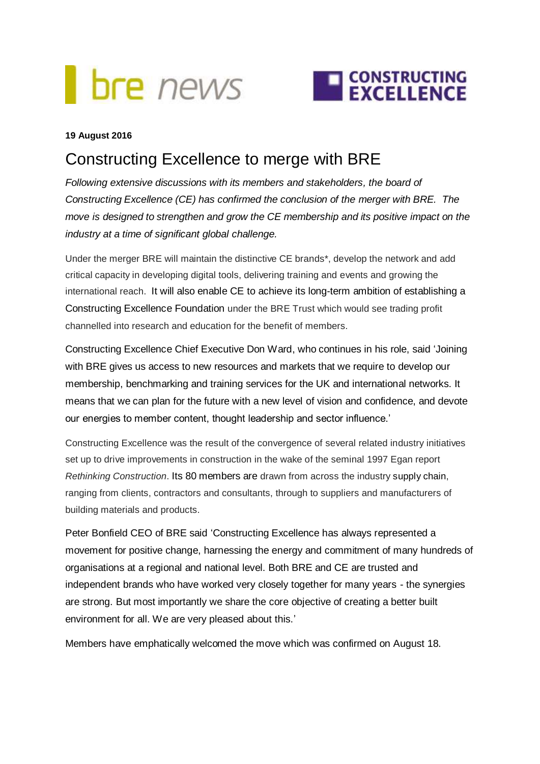bre news

CONSTRUCTING EXCELLENCE

**19 August 2016**

# Constructing Excellence to merge with BRE

*Following extensive discussions with its members and stakeholders, the board of Constructing Excellence (CE) has confirmed the conclusion of the merger with BRE. The move is designed to strengthen and grow the CE membership and its positive impact on the industry at a time of significant global challenge.*

Under the merger BRE will maintain the distinctive CE brands*, develop the network and add critical capacity in developing digital tools, delivering training and events and growing the international reach. It will also enable CE to achieve its long-term ambition of establishing a Constructing Excellence Foundation under the BRE Trust which would see trading profit channelled into research and education for the benefit of members.

Constructing Excellence Chief Executive Don Ward, who continues in his role, said 'Joining with BRE gives us access to new resources and markets that we require to develop our membership, benchmarking and training services for the UK and international networks. It means that we can plan for the future with a new level of vision and confidence, and devote our energies to member content, thought leadership and sector influence.'

Constructing Excellence was the result of the convergence of several related industry initiatives set up to drive improvements in construction in the wake of the seminal 1997 Egan report *Rethinking Construction*. Its 80 members are drawn from across the industry supply chain, ranging from clients, contractors and consultants, through to suppliers and manufacturers of building materials and products.

Peter Bonfield CEO of BRE said 'Constructing Excellence has always represented a movement for positive change, harnessing the energy and commitment of many hundreds of organisations at a regional and national level. Both BRE and CE are trusted and independent brands who have worked very closely together for many years - the synergies are strong. But most importantly we share the core objective of creating a better built environment for all. We are very pleased about this.'

Members have emphatically welcomed the move which was confirmed on August 18.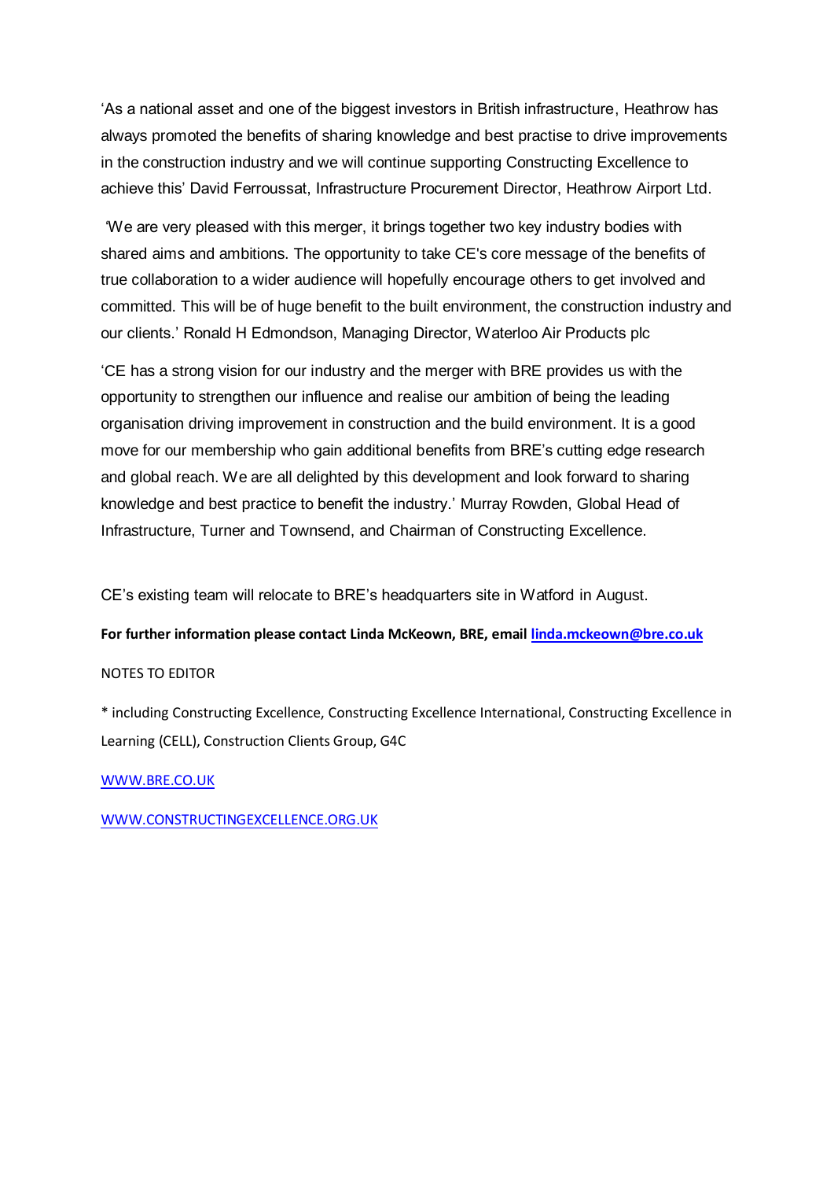'As a national asset and one of the biggest investors in British infrastructure, Heathrow has always promoted the benefits of sharing knowledge and best practise to drive improvements in the construction industry and we will continue supporting Constructing Excellence to achieve this' David Ferroussat, Infrastructure Procurement Director, Heathrow Airport Ltd.

'We are very pleased with this merger, it brings together two key industry bodies with shared aims and ambitions. The opportunity to take CE's core message of the benefits of true collaboration to a wider audience will hopefully encourage others to get involved and committed. This will be of huge benefit to the built environment, the construction industry and our clients.' Ronald H Edmondson, Managing Director, Waterloo Air Products plc

'CE has a strong vision for our industry and the merger with BRE provides us with the opportunity to strengthen our influence and realise our ambition of being the leading organisation driving improvement in construction and the build environment. It is a good move for our membership who gain additional benefits from BRE's cutting edge research and global reach. We are all delighted by this development and look forward to sharing knowledge and best practice to benefit the industry.' Murray Rowden, Global Head of Infrastructure, Turner and Townsend, and Chairman of Constructing Excellence.

CE's existing team will relocate to BRE's headquarters site in Watford in August.

**For further information please contact Linda McKeown, BRE, email [linda.mckeown@bre.co.uk](mailto:linda.mckeown@bre.co.uk)**

NOTES TO EDITOR

* including Constructing Excellence, Constructing Excellence International, Constructing Excellence in Learning (CELL), Construction Clients Group, G4C

[WWW.BRE.CO.UK](http://WWW.BRE.CO.UK)

[WWW.CONSTRUCTINGEXCELLENCE.ORG.UK](http://WWW.CONSTRUCTINGEXCELLENCE.ORG.UK)